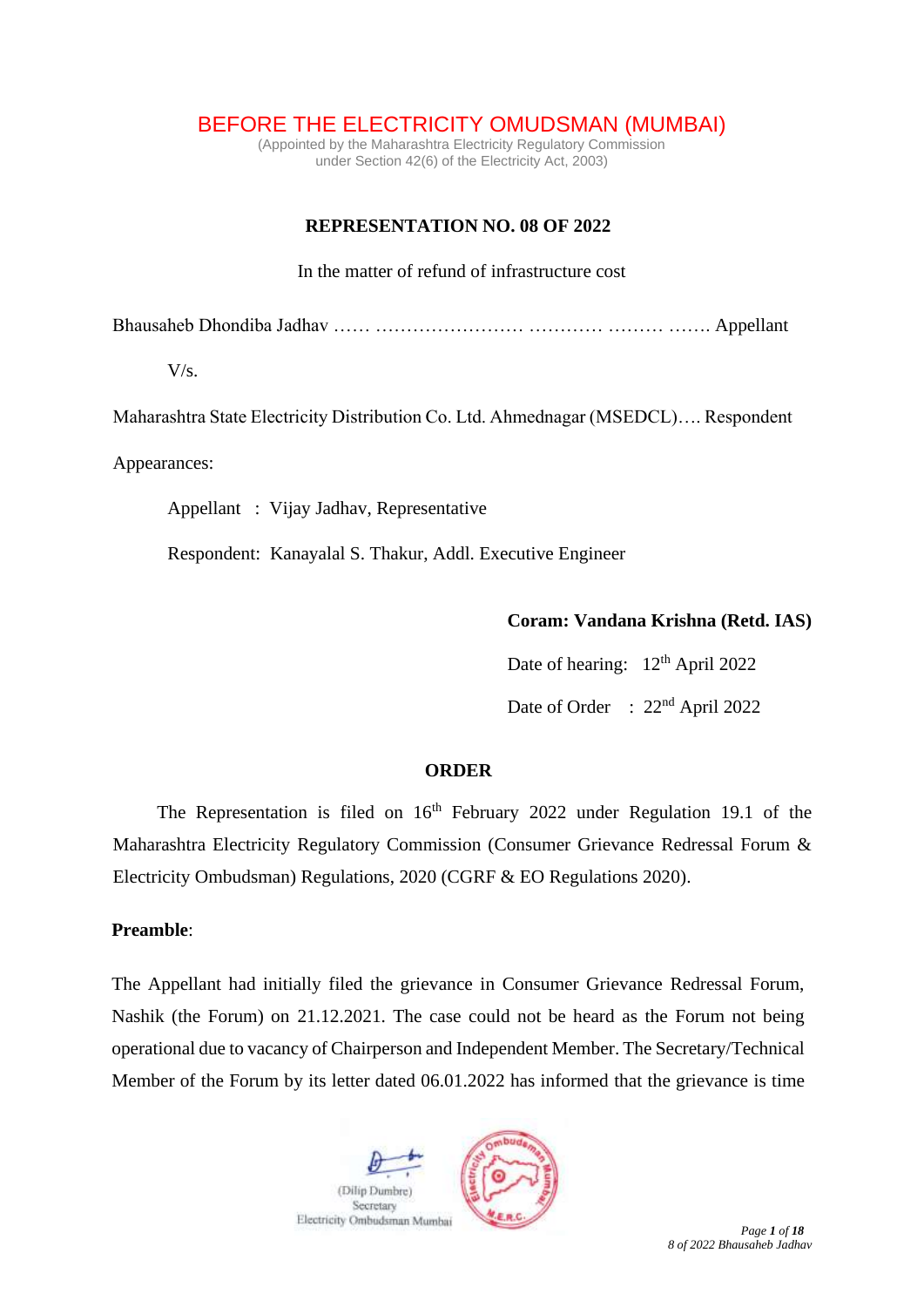# BEFORE THE ELECTRICITY OMUDSMAN (MUMBAI)

(Appointed by the Maharashtra Electricity Regulatory Commission
under Section 42(6) of the Electricity Act, 2003)

**REPRESENTATION NO. 08 OF 2022**

In the matter of refund of infrastructure cost

Bhausaheb Dhondiba Jadhav …… …………………… ………… ……… ……. Appellant

V/s.

Maharashtra State Electricity Distribution Co. Ltd. Ahmednagar (MSEDCL)…. Respondent

Appearances:

Appellant : Vijay Jadhav, Representative

Respondent: Kanayalal S. Thakur, Addl. Executive Engineer

**Coram: Vandana Krishna (Retd. IAS)**

Date of hearing: 12th April 2022

Date of Order : 22nd April 2022

## ORDER

The Representation is filed on 16th February 2022 under Regulation 19.1 of the Maharashtra Electricity Regulatory Commission (Consumer Grievance Redressal Forum & Electricity Ombudsman) Regulations, 2020 (CGRF & EO Regulations 2020).

**Preamble**:

The Appellant had initially filed the grievance in Consumer Grievance Redressal Forum, Nashik (the Forum) on 21.12.2021. The case could not be heard as the Forum not being operational due to vacancy of Chairperson and Independent Member. The Secretary/Technical Member of the Forum by its letter dated 06.01.2022 has informed that the grievance is time

(Dilip Dumbre)
Secretary
Electricity Ombudsman Mumbai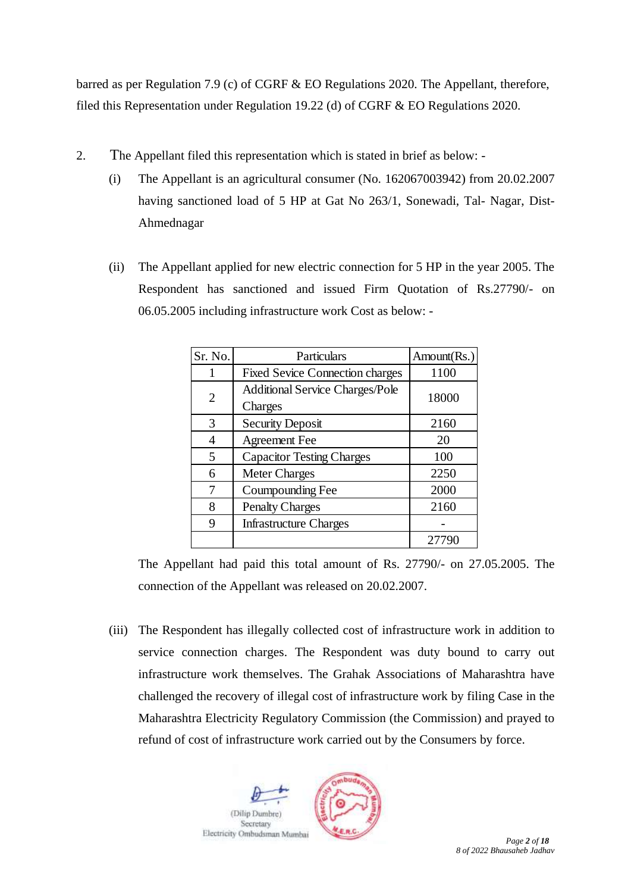barred as per Regulation 7.9 (c) of CGRF & EO Regulations 2020. The Appellant, therefore, filed this Representation under Regulation 19.22 (d) of CGRF & EO Regulations 2020.

2. The Appellant filed this representation which is stated in brief as below: -

   (i) The Appellant is an agricultural consumer (No. 162067003942) from 20.02.2007 having sanctioned load of 5 HP at Gat No 263/1, Sonewadi, Tal- Nagar, Dist- Ahmednagar

   (ii) The Appellant applied for new electric connection for 5 HP in the year 2005. The Respondent has sanctioned and issued Firm Quotation of Rs.27790/- on 06.05.2005 including infrastructure work Cost as below: -

| Sr. No. | Particulars | Amount(Rs.) |
|---|---|---|
| 1 | Fixed Sevice Connection charges | 1100 |
| 2 | Additional Service Charges/Pole Charges | 18000 |
| 3 | Security Deposit | 2160 |
| 4 | Agreement Fee | 20 |
| 5 | Capacitor Testing Charges | 100 |
| 6 | Meter Charges | 2250 |
| 7 | Coumpounding Fee | 2000 |
| 8 | Penalty Charges | 2160 |
| 9 | Infrastructure Charges | - |
| | | 27790 |

   The Appellant had paid this total amount of Rs. 27790/- on 27.05.2005. The connection of the Appellant was released on 20.02.2007.

   (iii) The Respondent has illegally collected cost of infrastructure work in addition to service connection charges. The Respondent was duty bound to carry out infrastructure work themselves. The Grahak Associations of Maharashtra have challenged the recovery of illegal cost of infrastructure work by filing Case in the Maharashtra Electricity Regulatory Commission (the Commission) and prayed to refund of cost of infrastructure work carried out by the Consumers by force.

(Dilip Dumbre)
Secretary
Electricity Ombudsman Mumbai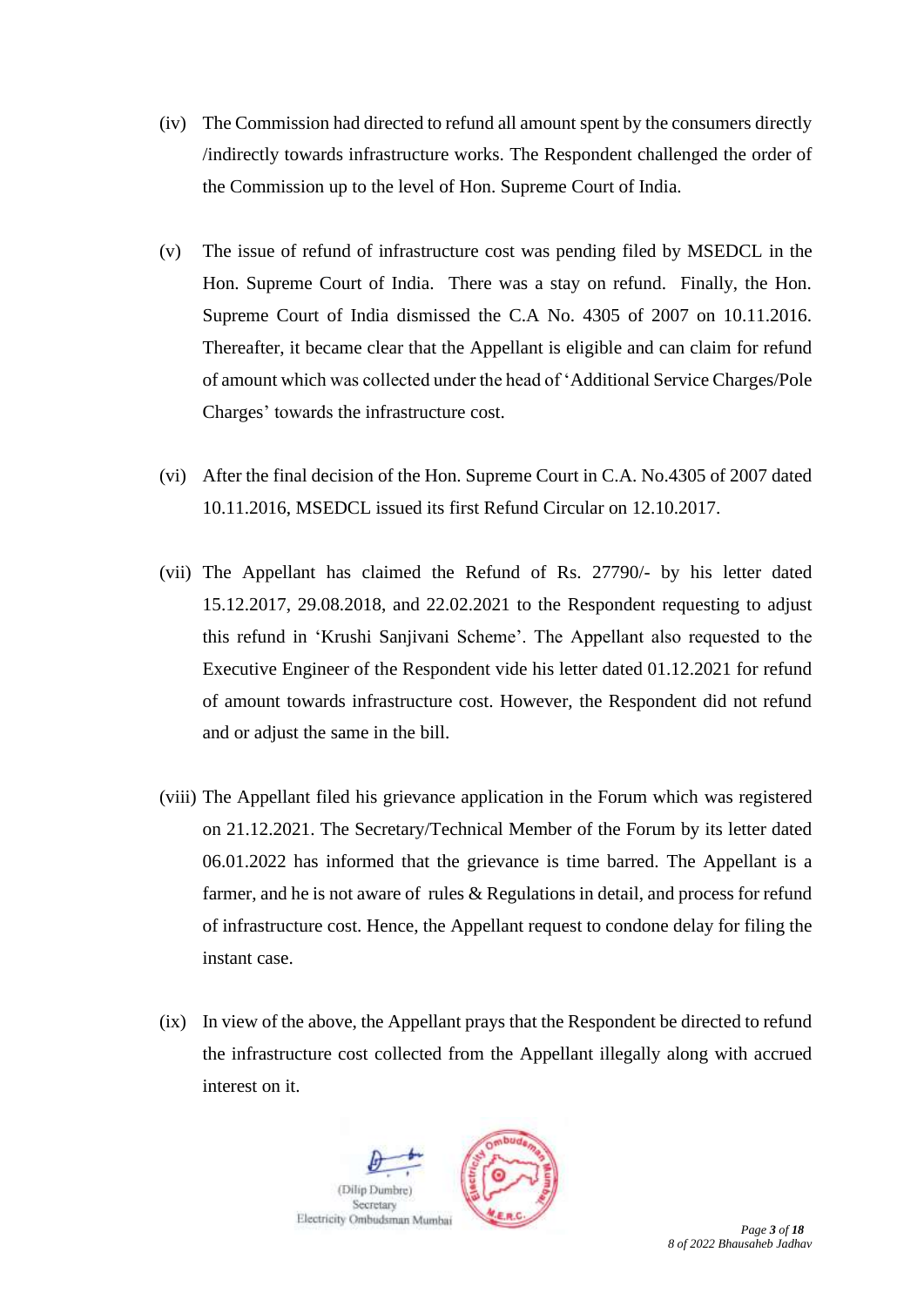(iv) The Commission had directed to refund all amount spent by the consumers directly /indirectly towards infrastructure works. The Respondent challenged the order of the Commission up to the level of Hon. Supreme Court of India.

(v) The issue of refund of infrastructure cost was pending filed by MSEDCL in the Hon. Supreme Court of India. There was a stay on refund. Finally, the Hon. Supreme Court of India dismissed the C.A No. 4305 of 2007 on 10.11.2016. Thereafter, it became clear that the Appellant is eligible and can claim for refund of amount which was collected under the head of 'Additional Service Charges/Pole Charges' towards the infrastructure cost.

(vi) After the final decision of the Hon. Supreme Court in C.A. No.4305 of 2007 dated 10.11.2016, MSEDCL issued its first Refund Circular on 12.10.2017.

(vii) The Appellant has claimed the Refund of Rs. 27790/- by his letter dated 15.12.2017, 29.08.2018, and 22.02.2021 to the Respondent requesting to adjust this refund in 'Krushi Sanjivani Scheme'. The Appellant also requested to the Executive Engineer of the Respondent vide his letter dated 01.12.2021 for refund of amount towards infrastructure cost. However, the Respondent did not refund and or adjust the same in the bill.

(viii) The Appellant filed his grievance application in the Forum which was registered on 21.12.2021. The Secretary/Technical Member of the Forum by its letter dated 06.01.2022 has informed that the grievance is time barred. The Appellant is a farmer, and he is not aware of rules & Regulations in detail, and process for refund of infrastructure cost. Hence, the Appellant request to condone delay for filing the instant case.

(ix) In view of the above, the Appellant prays that the Respondent be directed to refund the infrastructure cost collected from the Appellant illegally along with accrued interest on it.

(Dilip Dumbre)
Secretary
Electricity Ombudsman Mumbai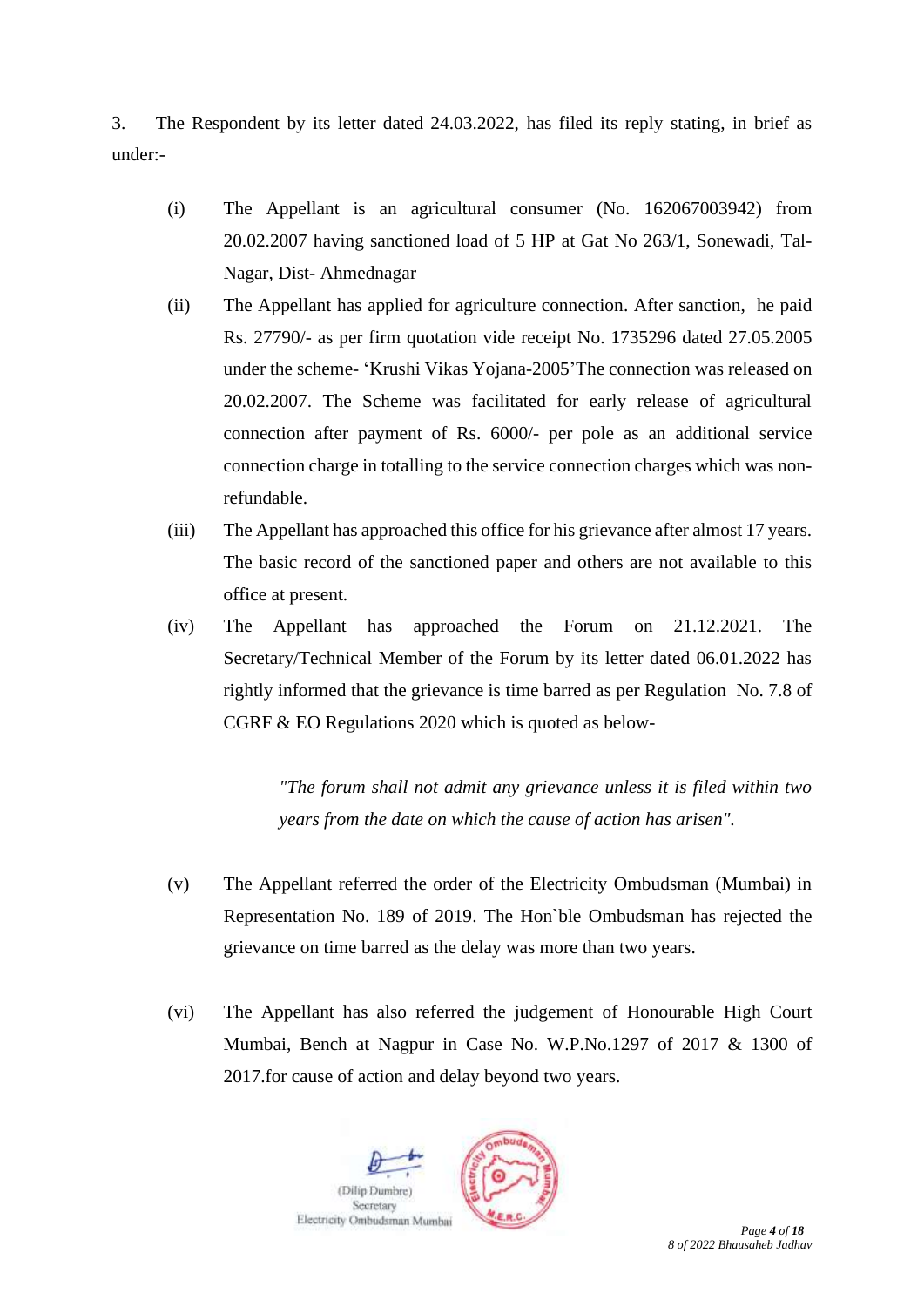3. The Respondent by its letter dated 24.03.2022, has filed its reply stating, in brief as under:-

(i) The Appellant is an agricultural consumer (No. 162067003942) from 20.02.2007 having sanctioned load of 5 HP at Gat No 263/1, Sonewadi, Tal- Nagar, Dist- Ahmednagar

(ii) The Appellant has applied for agriculture connection. After sanction, he paid Rs. 27790/- as per firm quotation vide receipt No. 1735296 dated 27.05.2005 under the scheme- 'Krushi Vikas Yojana-2005'The connection was released on 20.02.2007. The Scheme was facilitated for early release of agricultural connection after payment of Rs. 6000/- per pole as an additional service connection charge in totalling to the service connection charges which was non-refundable.

(iii) The Appellant has approached this office for his grievance after almost 17 years. The basic record of the sanctioned paper and others are not available to this office at present.

(iv) The Appellant has approached the Forum on 21.12.2021. The Secretary/Technical Member of the Forum by its letter dated 06.01.2022 has rightly informed that the grievance is time barred as per Regulation No. 7.8 of CGRF & EO Regulations 2020 which is quoted as below-

> *"The forum shall not admit any grievance unless it is filed within two years from the date on which the cause of action has arisen".*

(v) The Appellant referred the order of the Electricity Ombudsman (Mumbai) in Representation No. 189 of 2019. The Hon`ble Ombudsman has rejected the grievance on time barred as the delay was more than two years.

(vi) The Appellant has also referred the judgement of Honourable High Court Mumbai, Bench at Nagpur in Case No. W.P.No.1297 of 2017 & 1300 of 2017.for cause of action and delay beyond two years.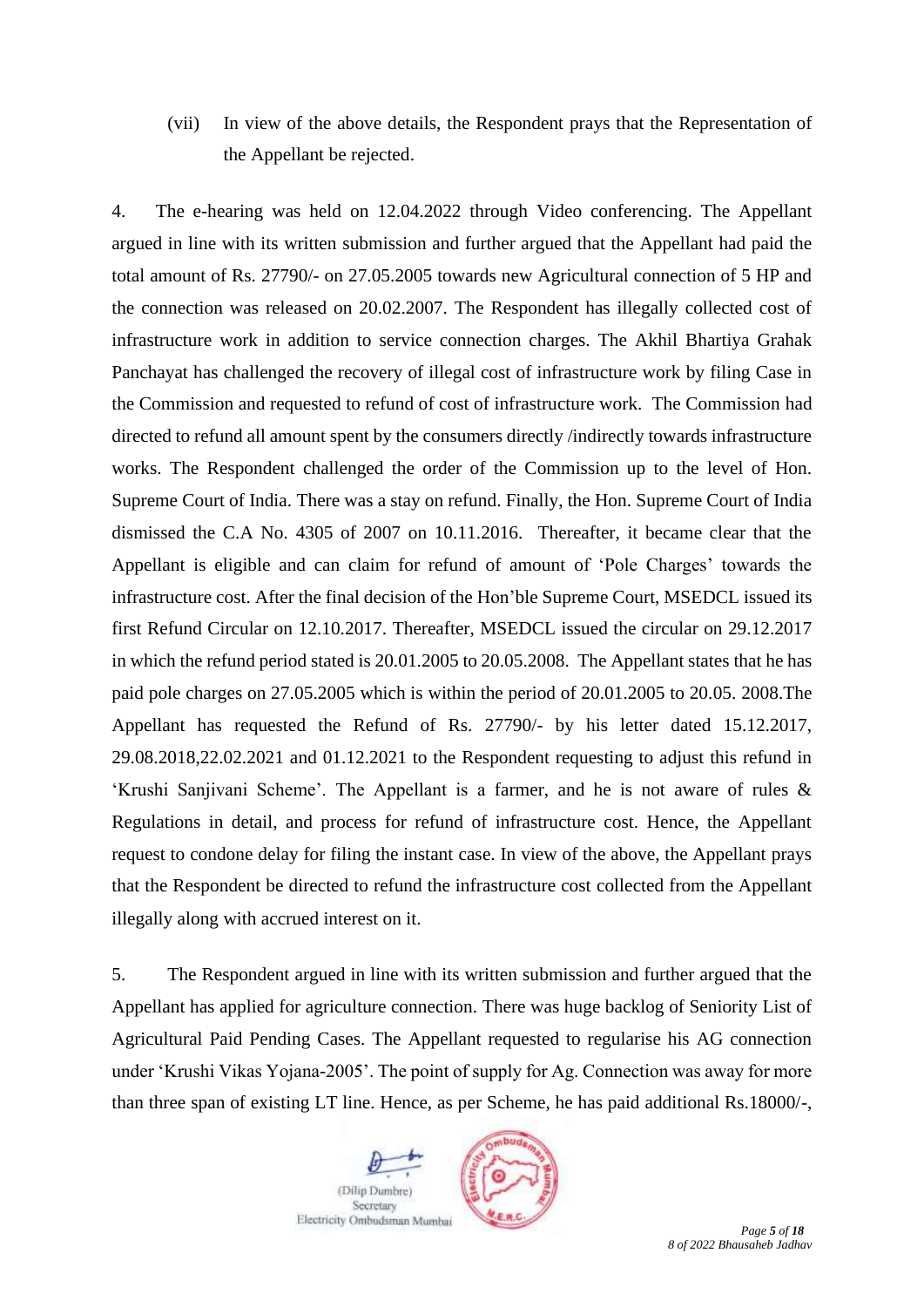(vii) In view of the above details, the Respondent prays that the Representation of the Appellant be rejected.

4. The e-hearing was held on 12.04.2022 through Video conferencing. The Appellant argued in line with its written submission and further argued that the Appellant had paid the total amount of Rs. 27790/- on 27.05.2005 towards new Agricultural connection of 5 HP and the connection was released on 20.02.2007. The Respondent has illegally collected cost of infrastructure work in addition to service connection charges. The Akhil Bhartiya Grahak Panchayat has challenged the recovery of illegal cost of infrastructure work by filing Case in the Commission and requested to refund of cost of infrastructure work. The Commission had directed to refund all amount spent by the consumers directly /indirectly towards infrastructure works. The Respondent challenged the order of the Commission up to the level of Hon. Supreme Court of India. There was a stay on refund. Finally, the Hon. Supreme Court of India dismissed the C.A No. 4305 of 2007 on 10.11.2016. Thereafter, it became clear that the Appellant is eligible and can claim for refund of amount of 'Pole Charges' towards the infrastructure cost. After the final decision of the Hon'ble Supreme Court, MSEDCL issued its first Refund Circular on 12.10.2017. Thereafter, MSEDCL issued the circular on 29.12.2017 in which the refund period stated is 20.01.2005 to 20.05.2008. The Appellant states that he has paid pole charges on 27.05.2005 which is within the period of 20.01.2005 to 20.05. 2008.The Appellant has requested the Refund of Rs. 27790/- by his letter dated 15.12.2017, 29.08.2018,22.02.2021 and 01.12.2021 to the Respondent requesting to adjust this refund in 'Krushi Sanjivani Scheme'. The Appellant is a farmer, and he is not aware of rules & Regulations in detail, and process for refund of infrastructure cost. Hence, the Appellant request to condone delay for filing the instant case. In view of the above, the Appellant prays that the Respondent be directed to refund the infrastructure cost collected from the Appellant illegally along with accrued interest on it.

5. The Respondent argued in line with its written submission and further argued that the Appellant has applied for agriculture connection. There was huge backlog of Seniority List of Agricultural Paid Pending Cases. The Appellant requested to regularise his AG connection under 'Krushi Vikas Yojana-2005'. The point of supply for Ag. Connection was away for more than three span of existing LT line. Hence, as per Scheme, he has paid additional Rs.18000/-,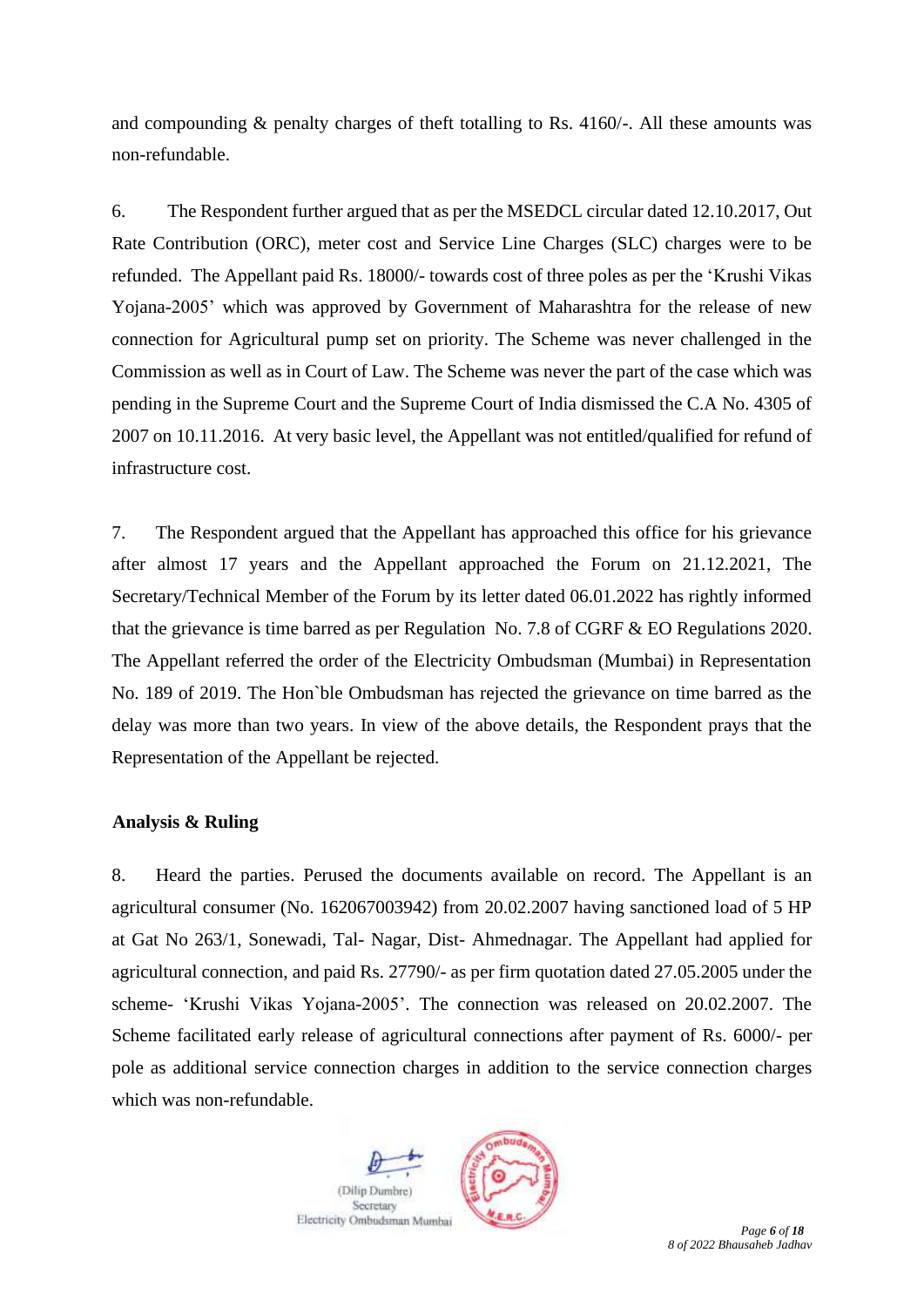and compounding & penalty charges of theft totalling to Rs. 4160/-. All these amounts was non-refundable.

6. The Respondent further argued that as per the MSEDCL circular dated 12.10.2017, Out Rate Contribution (ORC), meter cost and Service Line Charges (SLC) charges were to be refunded. The Appellant paid Rs. 18000/- towards cost of three poles as per the 'Krushi Vikas Yojana-2005' which was approved by Government of Maharashtra for the release of new connection for Agricultural pump set on priority. The Scheme was never challenged in the Commission as well as in Court of Law. The Scheme was never the part of the case which was pending in the Supreme Court and the Supreme Court of India dismissed the C.A No. 4305 of 2007 on 10.11.2016. At very basic level, the Appellant was not entitled/qualified for refund of infrastructure cost.

7. The Respondent argued that the Appellant has approached this office for his grievance after almost 17 years and the Appellant approached the Forum on 21.12.2021, The Secretary/Technical Member of the Forum by its letter dated 06.01.2022 has rightly informed that the grievance is time barred as per Regulation No. 7.8 of CGRF & EO Regulations 2020. The Appellant referred the order of the Electricity Ombudsman (Mumbai) in Representation No. 189 of 2019. The Hon`ble Ombudsman has rejected the grievance on time barred as the delay was more than two years. In view of the above details, the Respondent prays that the Representation of the Appellant be rejected.

**Analysis & Ruling**

8. Heard the parties. Perused the documents available on record. The Appellant is an agricultural consumer (No. 162067003942) from 20.02.2007 having sanctioned load of 5 HP at Gat No 263/1, Sonewadi, Tal- Nagar, Dist- Ahmednagar. The Appellant had applied for agricultural connection, and paid Rs. 27790/- as per firm quotation dated 27.05.2005 under the scheme- 'Krushi Vikas Yojana-2005'. The connection was released on 20.02.2007. The Scheme facilitated early release of agricultural connections after payment of Rs. 6000/- per pole as additional service connection charges in addition to the service connection charges which was non-refundable.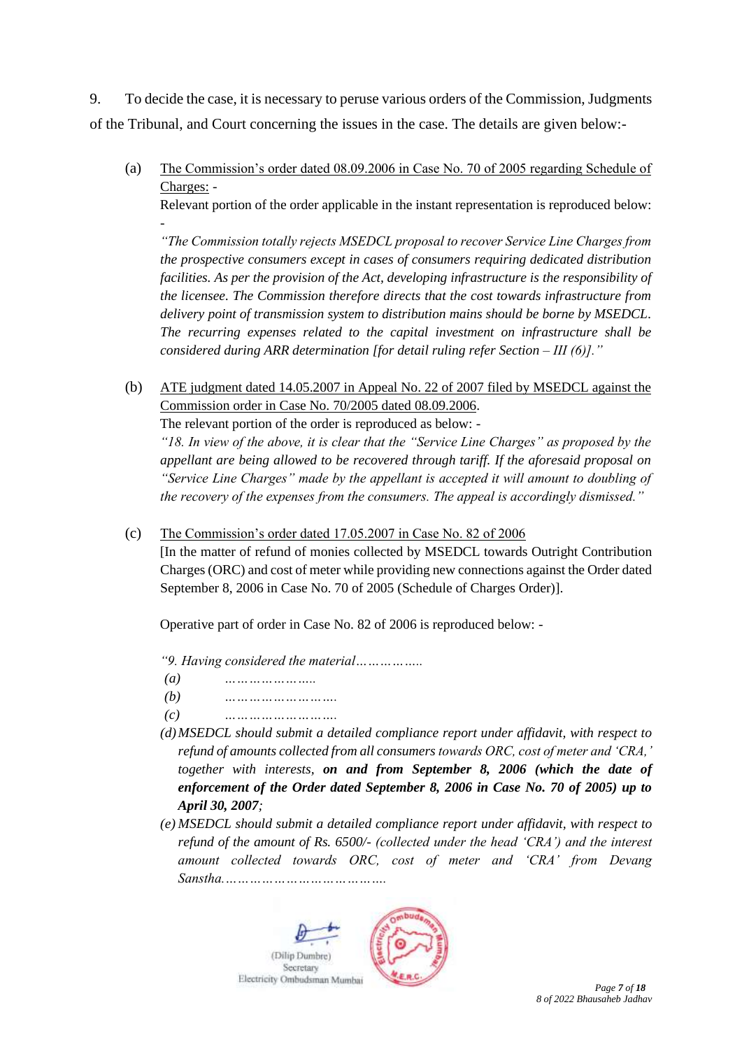9. To decide the case, it is necessary to peruse various orders of the Commission, Judgments of the Tribunal, and Court concerning the issues in the case. The details are given below:-

(a) The Commission's order dated 08.09.2006 in Case No. 70 of 2005 regarding Schedule of Charges: -

Relevant portion of the order applicable in the instant representation is reproduced below: -

*"The Commission totally rejects MSEDCL proposal to recover Service Line Charges from the prospective consumers except in cases of consumers requiring dedicated distribution facilities. As per the provision of the Act, developing infrastructure is the responsibility of the licensee. The Commission therefore directs that the cost towards infrastructure from delivery point of transmission system to distribution mains should be borne by MSEDCL. The recurring expenses related to the capital investment on infrastructure shall be considered during ARR determination [for detail ruling refer Section – III (6)]."*

(b) ATE judgment dated 14.05.2007 in Appeal No. 22 of 2007 filed by MSEDCL against the Commission order in Case No. 70/2005 dated 08.09.2006.

The relevant portion of the order is reproduced as below: -

*"18. In view of the above, it is clear that the "Service Line Charges" as proposed by the appellant are being allowed to be recovered through tariff. If the aforesaid proposal on "Service Line Charges" made by the appellant is accepted it will amount to doubling of the recovery of the expenses from the consumers. The appeal is accordingly dismissed."*

(c) The Commission's order dated 17.05.2007 in Case No. 82 of 2006

[In the matter of refund of monies collected by MSEDCL towards Outright Contribution Charges (ORC) and cost of meter while providing new connections against the Order dated September 8, 2006 in Case No. 70 of 2005 (Schedule of Charges Order)].

Operative part of order in Case No. 82 of 2006 is reproduced below: -

*"9. Having considered the material……………..*

*(a) …………………..*

*(b) ……………………….*

*(c) ……………………….*

*(d) MSEDCL should submit a detailed compliance report under affidavit, with respect to refund of amounts collected from all consumers towards ORC, cost of meter and 'CRA,' together with interests,* ***on and from September 8, 2006 (which the date of enforcement of the Order dated September 8, 2006 in Case No. 70 of 2005) up to April 30, 2007;***

*(e) MSEDCL should submit a detailed compliance report under affidavit, with respect to refund of the amount of Rs. 6500/- (collected under the head 'CRA') and the interest amount collected towards ORC, cost of meter and 'CRA' from Devang Sanstha…………………………………….*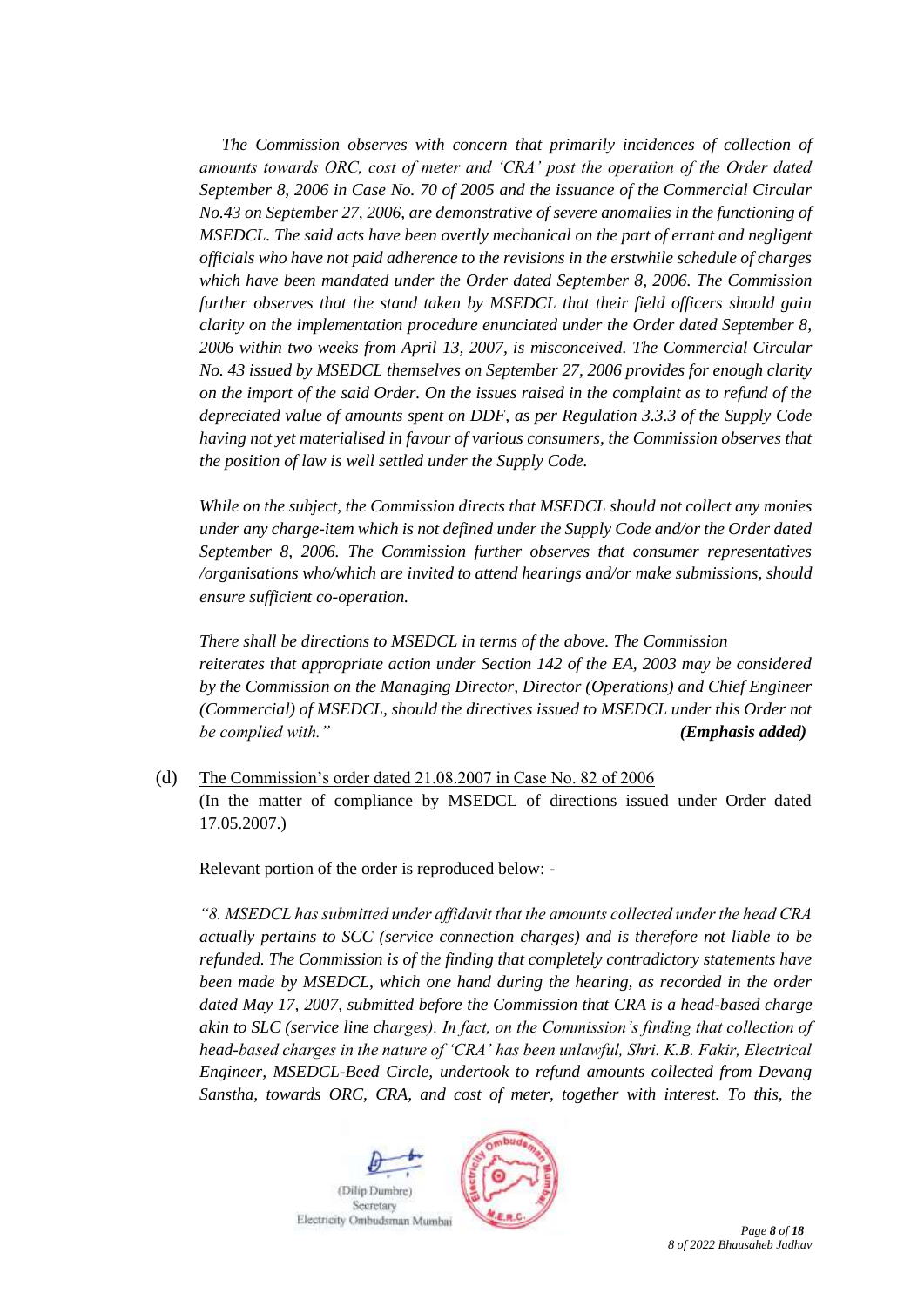*The Commission observes with concern that primarily incidences of collection of amounts towards ORC, cost of meter and 'CRA' post the operation of the Order dated September 8, 2006 in Case No. 70 of 2005 and the issuance of the Commercial Circular No.43 on September 27, 2006, are demonstrative of severe anomalies in the functioning of MSEDCL. The said acts have been overtly mechanical on the part of errant and negligent officials who have not paid adherence to the revisions in the erstwhile schedule of charges which have been mandated under the Order dated September 8, 2006. The Commission further observes that the stand taken by MSEDCL that their field officers should gain clarity on the implementation procedure enunciated under the Order dated September 8, 2006 within two weeks from April 13, 2007, is misconceived. The Commercial Circular No. 43 issued by MSEDCL themselves on September 27, 2006 provides for enough clarity on the import of the said Order. On the issues raised in the complaint as to refund of the depreciated value of amounts spent on DDF, as per Regulation 3.3.3 of the Supply Code having not yet materialised in favour of various consumers, the Commission observes that the position of law is well settled under the Supply Code.*

*While on the subject, the Commission directs that MSEDCL should not collect any monies under any charge-item which is not defined under the Supply Code and/or the Order dated September 8, 2006. The Commission further observes that consumer representatives /organisations who/which are invited to attend hearings and/or make submissions, should ensure sufficient co-operation.*

*There shall be directions to MSEDCL in terms of the above. The Commission reiterates that appropriate action under Section 142 of the EA, 2003 may be considered by the Commission on the Managing Director, Director (Operations) and Chief Engineer (Commercial) of MSEDCL, should the directives issued to MSEDCL under this Order not be complied with."* ***(Emphasis added)***

(d) The Commission's order dated 21.08.2007 in Case No. 82 of 2006
(In the matter of compliance by MSEDCL of directions issued under Order dated 17.05.2007.)

Relevant portion of the order is reproduced below: -

*"8. MSEDCL has submitted under affidavit that the amounts collected under the head CRA actually pertains to SCC (service connection charges) and is therefore not liable to be refunded. The Commission is of the finding that completely contradictory statements have been made by MSEDCL, which one hand during the hearing, as recorded in the order dated May 17, 2007, submitted before the Commission that CRA is a head-based charge akin to SLC (service line charges). In fact, on the Commission's finding that collection of head-based charges in the nature of 'CRA' has been unlawful, Shri. K.B. Fakir, Electrical Engineer, MSEDCL-Beed Circle, undertook to refund amounts collected from Devang Sanstha, towards ORC, CRA, and cost of meter, together with interest. To this, the*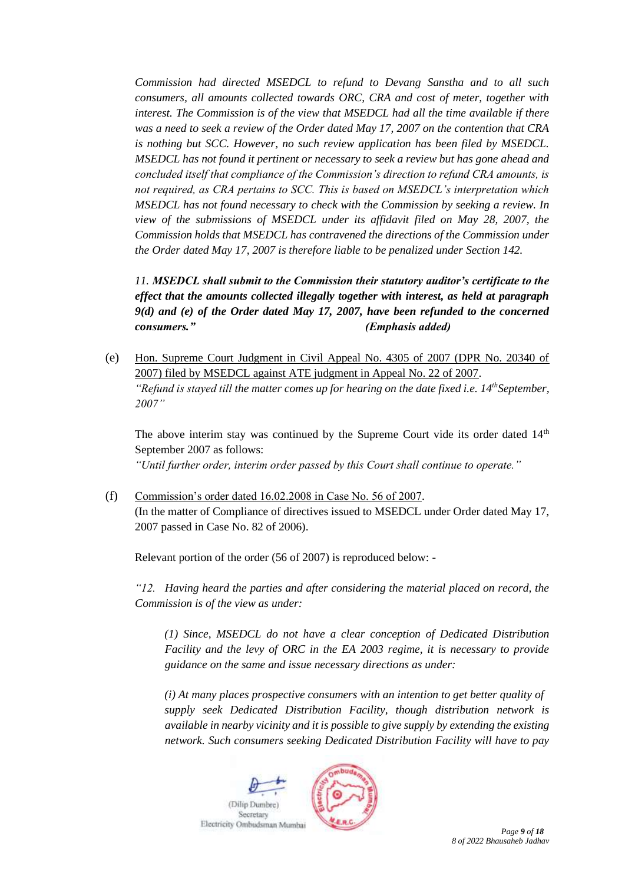*Commission had directed MSEDCL to refund to Devang Sanstha and to all such consumers, all amounts collected towards ORC, CRA and cost of meter, together with interest. The Commission is of the view that MSEDCL had all the time available if there was a need to seek a review of the Order dated May 17, 2007 on the contention that CRA is nothing but SCC. However, no such review application has been filed by MSEDCL. MSEDCL has not found it pertinent or necessary to seek a review but has gone ahead and concluded itself that compliance of the Commission's direction to refund CRA amounts, is not required, as CRA pertains to SCC. This is based on MSEDCL's interpretation which MSEDCL has not found necessary to check with the Commission by seeking a review. In view of the submissions of MSEDCL under its affidavit filed on May 28, 2007, the Commission holds that MSEDCL has contravened the directions of the Commission under the Order dated May 17, 2007 is therefore liable to be penalized under Section 142.*

*11.* ***MSEDCL shall submit to the Commission their statutory auditor's certificate to the effect that the amounts collected illegally together with interest, as held at paragraph 9(d) and (e) of the Order dated May 17, 2007, have been refunded to the concerned consumers."*** ***(Emphasis added)***

(e) Hon. Supreme Court Judgment in Civil Appeal No. 4305 of 2007 (DPR No. 20340 of 2007) filed by MSEDCL against ATE judgment in Appeal No. 22 of 2007.
*"Refund is stayed till the matter comes up for hearing on the date fixed i.e. 14th September, 2007"*

The above interim stay was continued by the Supreme Court vide its order dated 14th September 2007 as follows:
*"Until further order, interim order passed by this Court shall continue to operate."*

(f) Commission's order dated 16.02.2008 in Case No. 56 of 2007.
(In the matter of Compliance of directives issued to MSEDCL under Order dated May 17, 2007 passed in Case No. 82 of 2006).

Relevant portion of the order (56 of 2007) is reproduced below: -

*"12. Having heard the parties and after considering the material placed on record, the Commission is of the view as under:*

*(1) Since, MSEDCL do not have a clear conception of Dedicated Distribution Facility and the levy of ORC in the EA 2003 regime, it is necessary to provide guidance on the same and issue necessary directions as under:*

*(i) At many places prospective consumers with an intention to get better quality of supply seek Dedicated Distribution Facility, though distribution network is available in nearby vicinity and it is possible to give supply by extending the existing network. Such consumers seeking Dedicated Distribution Facility will have to pay*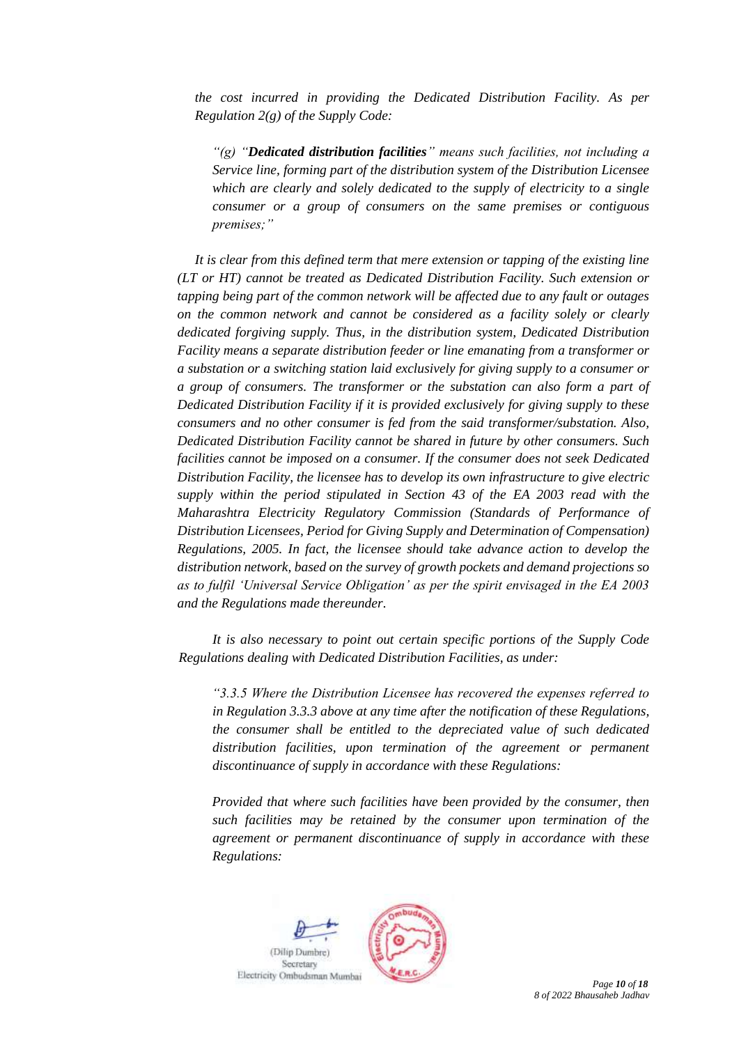*the cost incurred in providing the Dedicated Distribution Facility. As per Regulation 2(g) of the Supply Code:*

> *"(g) "**Dedicated distribution facilities**" means such facilities, not including a Service line, forming part of the distribution system of the Distribution Licensee which are clearly and solely dedicated to the supply of electricity to a single consumer or a group of consumers on the same premises or contiguous premises;"*

*It is clear from this defined term that mere extension or tapping of the existing line (LT or HT) cannot be treated as Dedicated Distribution Facility. Such extension or tapping being part of the common network will be affected due to any fault or outages on the common network and cannot be considered as a facility solely or clearly dedicated forgiving supply. Thus, in the distribution system, Dedicated Distribution Facility means a separate distribution feeder or line emanating from a transformer or a substation or a switching station laid exclusively for giving supply to a consumer or a group of consumers. The transformer or the substation can also form a part of Dedicated Distribution Facility if it is provided exclusively for giving supply to these consumers and no other consumer is fed from the said transformer/substation. Also, Dedicated Distribution Facility cannot be shared in future by other consumers. Such facilities cannot be imposed on a consumer. If the consumer does not seek Dedicated Distribution Facility, the licensee has to develop its own infrastructure to give electric supply within the period stipulated in Section 43 of the EA 2003 read with the Maharashtra Electricity Regulatory Commission (Standards of Performance of Distribution Licensees, Period for Giving Supply and Determination of Compensation) Regulations, 2005. In fact, the licensee should take advance action to develop the distribution network, based on the survey of growth pockets and demand projections so as to fulfil 'Universal Service Obligation' as per the spirit envisaged in the EA 2003 and the Regulations made thereunder.*

*It is also necessary to point out certain specific portions of the Supply Code Regulations dealing with Dedicated Distribution Facilities, as under:*

> *"3.3.5 Where the Distribution Licensee has recovered the expenses referred to in Regulation 3.3.3 above at any time after the notification of these Regulations, the consumer shall be entitled to the depreciated value of such dedicated distribution facilities, upon termination of the agreement or permanent discontinuance of supply in accordance with these Regulations:*
>
> *Provided that where such facilities have been provided by the consumer, then such facilities may be retained by the consumer upon termination of the agreement or permanent discontinuance of supply in accordance with these Regulations:*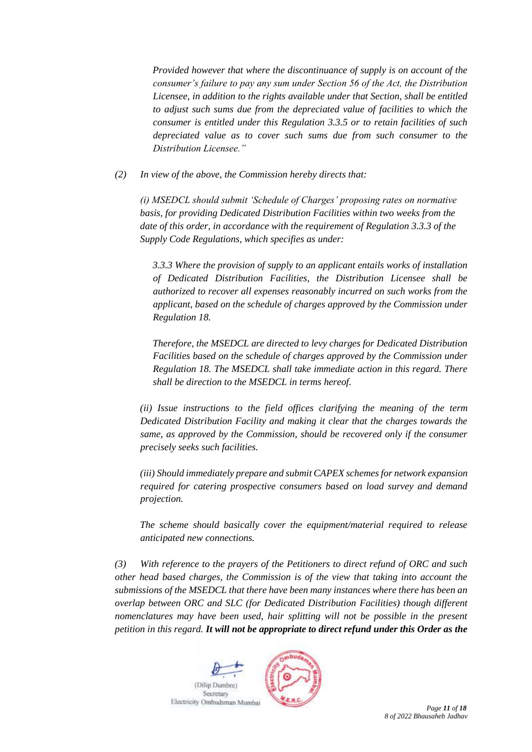*Provided however that where the discontinuance of supply is on account of the consumer's failure to pay any sum under Section 56 of the Act, the Distribution Licensee, in addition to the rights available under that Section, shall be entitled to adjust such sums due from the depreciated value of facilities to which the consumer is entitled under this Regulation 3.3.5 or to retain facilities of such depreciated value as to cover such sums due from such consumer to the Distribution Licensee."*

*(2) In view of the above, the Commission hereby directs that:*

*(i) MSEDCL should submit 'Schedule of Charges' proposing rates on normative basis, for providing Dedicated Distribution Facilities within two weeks from the date of this order, in accordance with the requirement of Regulation 3.3.3 of the Supply Code Regulations, which specifies as under:*

*3.3.3 Where the provision of supply to an applicant entails works of installation of Dedicated Distribution Facilities, the Distribution Licensee shall be authorized to recover all expenses reasonably incurred on such works from the applicant, based on the schedule of charges approved by the Commission under Regulation 18.*

*Therefore, the MSEDCL are directed to levy charges for Dedicated Distribution Facilities based on the schedule of charges approved by the Commission under Regulation 18. The MSEDCL shall take immediate action in this regard. There shall be direction to the MSEDCL in terms hereof.*

*(ii) Issue instructions to the field offices clarifying the meaning of the term Dedicated Distribution Facility and making it clear that the charges towards the same, as approved by the Commission, should be recovered only if the consumer precisely seeks such facilities.*

*(iii) Should immediately prepare and submit CAPEX schemes for network expansion required for catering prospective consumers based on load survey and demand projection.*

*The scheme should basically cover the equipment/material required to release anticipated new connections.*

*(3) With reference to the prayers of the Petitioners to direct refund of ORC and such other head based charges, the Commission is of the view that taking into account the submissions of the MSEDCL that there have been many instances where there has been an overlap between ORC and SLC (for Dedicated Distribution Facilities) though different nomenclatures may have been used, hair splitting will not be possible in the present petition in this regard.* ***It will not be appropriate to direct refund under this Order as the***

(Dilip Dumbre)
Secretary
Electricity Ombudsman Mumbai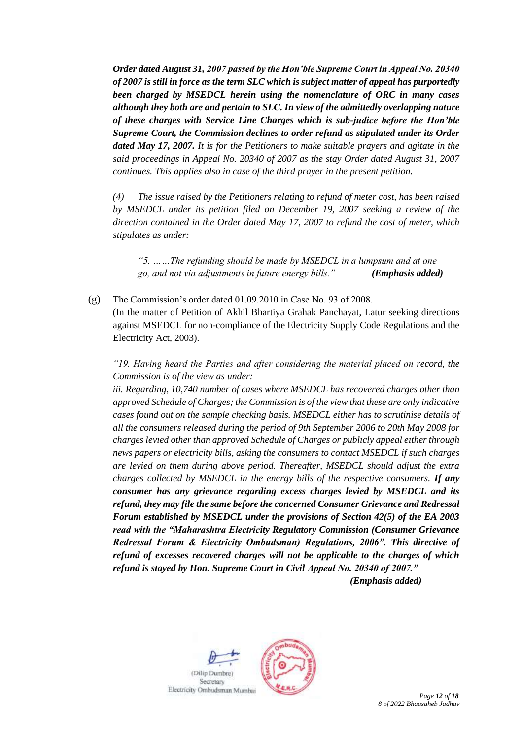***Order dated August 31, 2007 passed by the Hon'ble Supreme Court in Appeal No. 20340 of 2007 is still in force as the term SLC which is subject matter of appeal has purportedly been charged by MSEDCL herein using the nomenclature of ORC in many cases although they both are and pertain to SLC. In view of the admittedly overlapping nature of these charges with Service Line Charges which is sub-judice before the Hon'ble Supreme Court, the Commission declines to order refund as stipulated under its Order dated May 17, 2007.*** *It is for the Petitioners to make suitable prayers and agitate in the said proceedings in Appeal No. 20340 of 2007 as the stay Order dated August 31, 2007 continues. This applies also in case of the third prayer in the present petition.*

*(4) The issue raised by the Petitioners relating to refund of meter cost, has been raised by MSEDCL under its petition filed on December 19, 2007 seeking a review of the direction contained in the Order dated May 17, 2007 to refund the cost of meter, which stipulates as under:*

> *"5. ……The refunding should be made by MSEDCL in a lumpsum and at one go, and not via adjustments in future energy bills."* ***(Emphasis added)***

(g) The Commission's order dated 01.09.2010 in Case No. 93 of 2008.
(In the matter of Petition of Akhil Bhartiya Grahak Panchayat, Latur seeking directions against MSEDCL for non-compliance of the Electricity Supply Code Regulations and the Electricity Act, 2003).

*"19. Having heard the Parties and after considering the material placed on record, the Commission is of the view as under:*
*iii. Regarding, 10,740 number of cases where MSEDCL has recovered charges other than approved Schedule of Charges; the Commission is of the view that these are only indicative cases found out on the sample checking basis. MSEDCL either has to scrutinise details of all the consumers released during the period of 9th September 2006 to 20th May 2008 for charges levied other than approved Schedule of Charges or publicly appeal either through news papers or electricity bills, asking the consumers to contact MSEDCL if such charges are levied on them during above period. Thereafter, MSEDCL should adjust the extra charges collected by MSEDCL in the energy bills of the respective consumers.* ***If any consumer has any grievance regarding excess charges levied by MSEDCL and its refund, they may file the same before the concerned Consumer Grievance and Redressal Forum established by MSEDCL under the provisions of Section 42(5) of the EA 2003 read with the "Maharashtra Electricity Regulatory Commission (Consumer Grievance Redressal Forum & Electricity Ombudsman) Regulations, 2006". This directive of refund of excesses recovered charges will not be applicable to the charges of which refund is stayed by Hon. Supreme Court in Civil Appeal No. 20340 of 2007."***
***(Emphasis added)***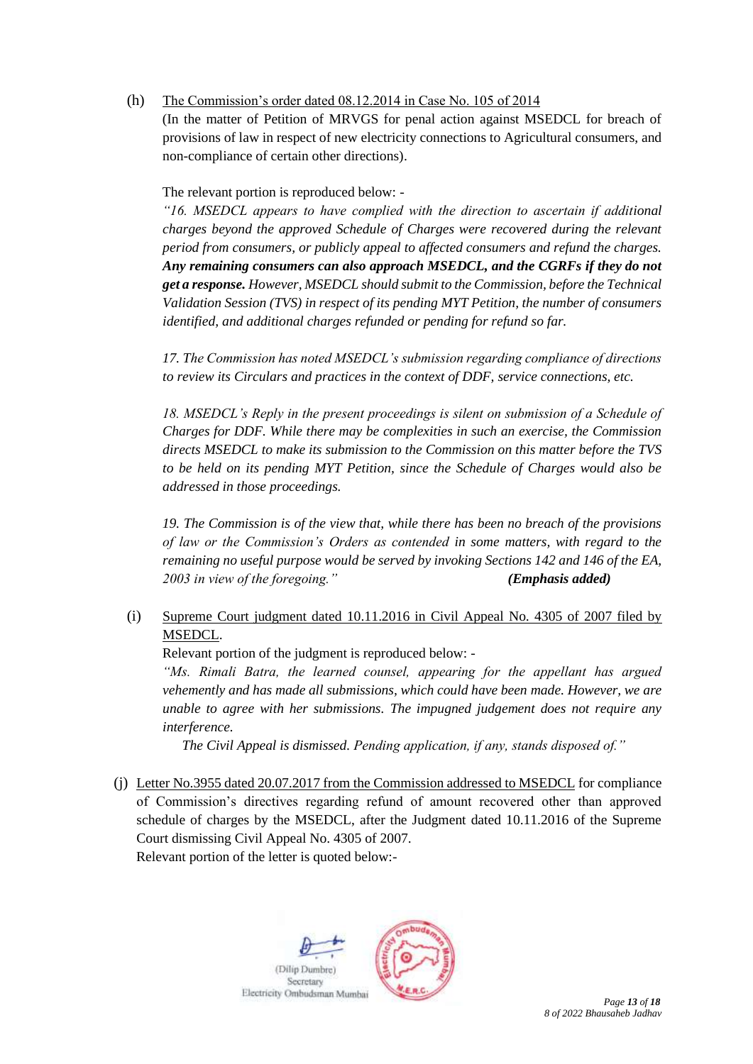(h) <u>The Commission's order dated 08.12.2014 in Case No. 105 of 2014</u>
(In the matter of Petition of MRVGS for penal action against MSEDCL for breach of provisions of law in respect of new electricity connections to Agricultural consumers, and non-compliance of certain other directions).

The relevant portion is reproduced below: -

*"16. MSEDCL appears to have complied with the direction to ascertain if additional charges beyond the approved Schedule of Charges were recovered during the relevant period from consumers, or publicly appeal to affected consumers and refund the charges.* ***Any remaining consumers can also approach MSEDCL, and the CGRFs if they do not get a response.*** *However, MSEDCL should submit to the Commission, before the Technical Validation Session (TVS) in respect of its pending MYT Petition, the number of consumers identified, and additional charges refunded or pending for refund so far.*

*17. The Commission has noted MSEDCL's submission regarding compliance of directions to review its Circulars and practices in the context of DDF, service connections, etc.*

*18. MSEDCL's Reply in the present proceedings is silent on submission of a Schedule of Charges for DDF. While there may be complexities in such an exercise, the Commission directs MSEDCL to make its submission to the Commission on this matter before the TVS to be held on its pending MYT Petition, since the Schedule of Charges would also be addressed in those proceedings.*

*19. The Commission is of the view that, while there has been no breach of the provisions of law or the Commission's Orders as contended in some matters, with regard to the remaining no useful purpose would be served by invoking Sections 142 and 146 of the EA, 2003 in view of the foregoing."* ***(Emphasis added)***

(i) <u>Supreme Court judgment dated 10.11.2016 in Civil Appeal No. 4305 of 2007 filed by MSEDCL</u>.

Relevant portion of the judgment is reproduced below: -

*"Ms. Rimali Batra, the learned counsel, appearing for the appellant has argued vehemently and has made all submissions, which could have been made. However, we are unable to agree with her submissions. The impugned judgement does not require any interference.*

*The Civil Appeal is dismissed. Pending application, if any, stands disposed of."*

(j) <u>Letter No.3955 dated 20.07.2017 from the Commission addressed to MSEDCL</u> for compliance of Commission's directives regarding refund of amount recovered other than approved schedule of charges by the MSEDCL, after the Judgment dated 10.11.2016 of the Supreme Court dismissing Civil Appeal No. 4305 of 2007.

Relevant portion of the letter is quoted below:-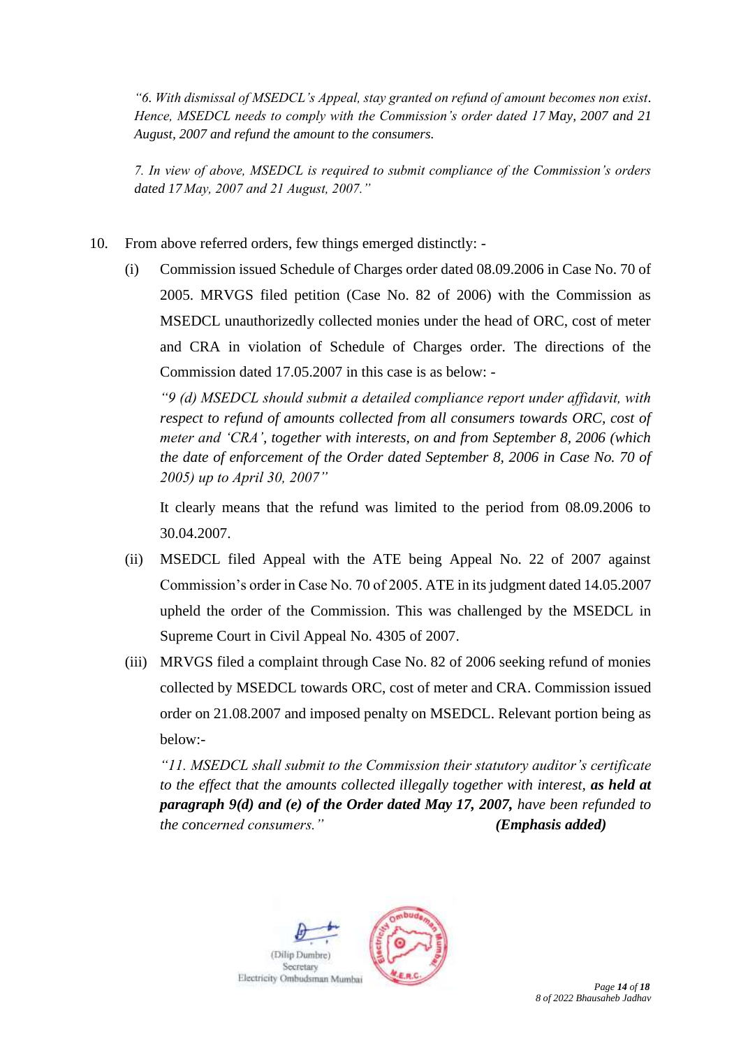*"6. With dismissal of MSEDCL's Appeal, stay granted on refund of amount becomes non exist. Hence, MSEDCL needs to comply with the Commission's order dated 17 May, 2007 and 21 August, 2007 and refund the amount to the consumers.*

*7. In view of above, MSEDCL is required to submit compliance of the Commission's orders dated 17 May, 2007 and 21 August, 2007."*

10. From above referred orders, few things emerged distinctly: -

    (i) Commission issued Schedule of Charges order dated 08.09.2006 in Case No. 70 of 2005. MRVGS filed petition (Case No. 82 of 2006) with the Commission as MSEDCL unauthorizedly collected monies under the head of ORC, cost of meter and CRA in violation of Schedule of Charges order. The directions of the Commission dated 17.05.2007 in this case is as below: -

    *"9 (d) MSEDCL should submit a detailed compliance report under affidavit, with respect to refund of amounts collected from all consumers towards ORC, cost of meter and 'CRA', together with interests, on and from September 8, 2006 (which the date of enforcement of the Order dated September 8, 2006 in Case No. 70 of 2005) up to April 30, 2007"*

    It clearly means that the refund was limited to the period from 08.09.2006 to 30.04.2007.

    (ii) MSEDCL filed Appeal with the ATE being Appeal No. 22 of 2007 against Commission's order in Case No. 70 of 2005. ATE in its judgment dated 14.05.2007 upheld the order of the Commission. This was challenged by the MSEDCL in Supreme Court in Civil Appeal No. 4305 of 2007.

    (iii) MRVGS filed a complaint through Case No. 82 of 2006 seeking refund of monies collected by MSEDCL towards ORC, cost of meter and CRA. Commission issued order on 21.08.2007 and imposed penalty on MSEDCL. Relevant portion being as below:-

    *"11. MSEDCL shall submit to the Commission their statutory auditor's certificate to the effect that the amounts collected illegally together with interest,* ***as held at paragraph 9(d) and (e) of the Order dated May 17, 2007,*** *have been refunded to the concerned consumers."* ***(Emphasis added)***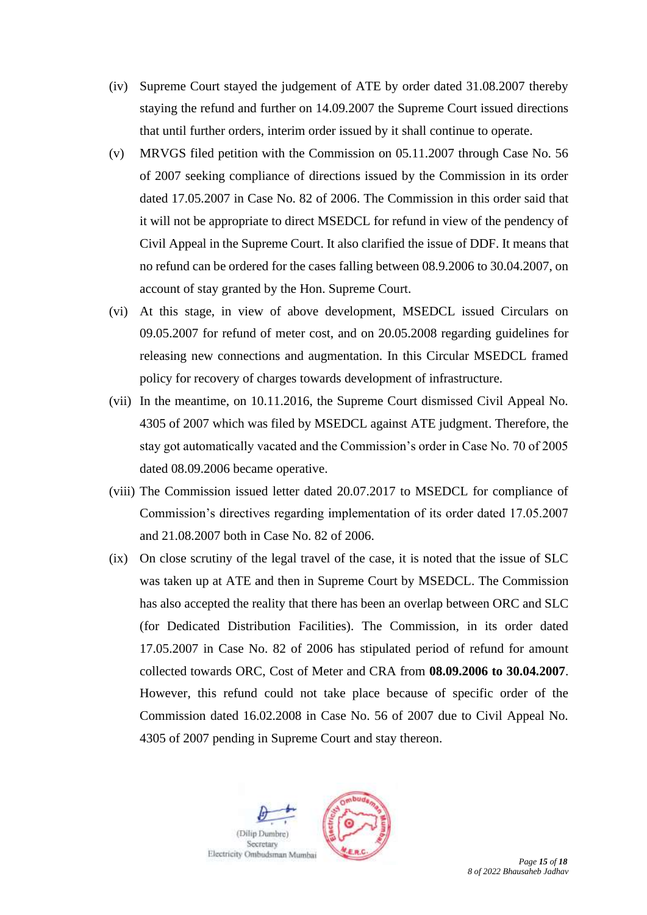(iv) Supreme Court stayed the judgement of ATE by order dated 31.08.2007 thereby staying the refund and further on 14.09.2007 the Supreme Court issued directions that until further orders, interim order issued by it shall continue to operate.

(v) MRVGS filed petition with the Commission on 05.11.2007 through Case No. 56 of 2007 seeking compliance of directions issued by the Commission in its order dated 17.05.2007 in Case No. 82 of 2006. The Commission in this order said that it will not be appropriate to direct MSEDCL for refund in view of the pendency of Civil Appeal in the Supreme Court. It also clarified the issue of DDF. It means that no refund can be ordered for the cases falling between 08.9.2006 to 30.04.2007, on account of stay granted by the Hon. Supreme Court.

(vi) At this stage, in view of above development, MSEDCL issued Circulars on 09.05.2007 for refund of meter cost, and on 20.05.2008 regarding guidelines for releasing new connections and augmentation. In this Circular MSEDCL framed policy for recovery of charges towards development of infrastructure.

(vii) In the meantime, on 10.11.2016, the Supreme Court dismissed Civil Appeal No. 4305 of 2007 which was filed by MSEDCL against ATE judgment. Therefore, the stay got automatically vacated and the Commission's order in Case No. 70 of 2005 dated 08.09.2006 became operative.

(viii) The Commission issued letter dated 20.07.2017 to MSEDCL for compliance of Commission's directives regarding implementation of its order dated 17.05.2007 and 21.08.2007 both in Case No. 82 of 2006.

(ix) On close scrutiny of the legal travel of the case, it is noted that the issue of SLC was taken up at ATE and then in Supreme Court by MSEDCL. The Commission has also accepted the reality that there has been an overlap between ORC and SLC (for Dedicated Distribution Facilities). The Commission, in its order dated 17.05.2007 in Case No. 82 of 2006 has stipulated period of refund for amount collected towards ORC, Cost of Meter and CRA from **08.09.2006 to 30.04.2007**. However, this refund could not take place because of specific order of the Commission dated 16.02.2008 in Case No. 56 of 2007 due to Civil Appeal No. 4305 of 2007 pending in Supreme Court and stay thereon.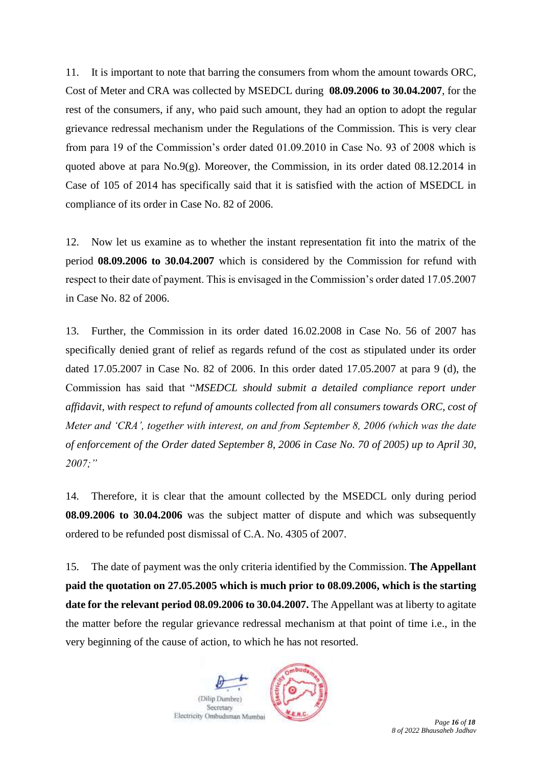11. It is important to note that barring the consumers from whom the amount towards ORC, Cost of Meter and CRA was collected by MSEDCL during **08.09.2006 to 30.04.2007**, for the rest of the consumers, if any, who paid such amount, they had an option to adopt the regular grievance redressal mechanism under the Regulations of the Commission. This is very clear from para 19 of the Commission's order dated 01.09.2010 in Case No. 93 of 2008 which is quoted above at para No.9(g). Moreover, the Commission, in its order dated 08.12.2014 in Case of 105 of 2014 has specifically said that it is satisfied with the action of MSEDCL in compliance of its order in Case No. 82 of 2006.

12. Now let us examine as to whether the instant representation fit into the matrix of the period **08.09.2006 to 30.04.2007** which is considered by the Commission for refund with respect to their date of payment. This is envisaged in the Commission's order dated 17.05.2007 in Case No. 82 of 2006.

13. Further, the Commission in its order dated 16.02.2008 in Case No. 56 of 2007 has specifically denied grant of relief as regards refund of the cost as stipulated under its order dated 17.05.2007 in Case No. 82 of 2006. In this order dated 17.05.2007 at para 9 (d), the Commission has said that "*MSEDCL should submit a detailed compliance report under affidavit, with respect to refund of amounts collected from all consumers towards ORC, cost of Meter and 'CRA', together with interest, on and from September 8, 2006 (which was the date of enforcement of the Order dated September 8, 2006 in Case No. 70 of 2005) up to April 30, 2007;*"

14. Therefore, it is clear that the amount collected by the MSEDCL only during period **08.09.2006 to 30.04.2006** was the subject matter of dispute and which was subsequently ordered to be refunded post dismissal of C.A. No. 4305 of 2007.

15. The date of payment was the only criteria identified by the Commission. **The Appellant paid the quotation on 27.05.2005 which is much prior to 08.09.2006, which is the starting date for the relevant period 08.09.2006 to 30.04.2007.** The Appellant was at liberty to agitate the matter before the regular grievance redressal mechanism at that point of time i.e., in the very beginning of the cause of action, to which he has not resorted.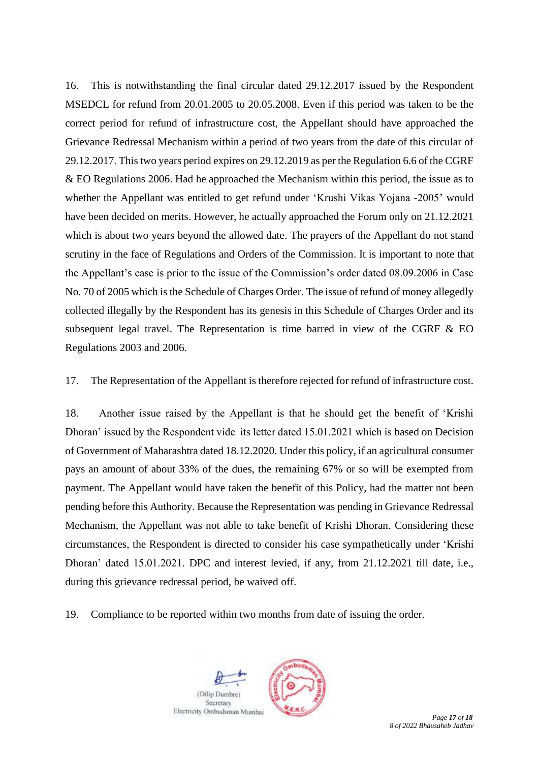16. This is notwithstanding the final circular dated 29.12.2017 issued by the Respondent MSEDCL for refund from 20.01.2005 to 20.05.2008. Even if this period was taken to be the correct period for refund of infrastructure cost, the Appellant should have approached the Grievance Redressal Mechanism within a period of two years from the date of this circular of 29.12.2017. This two years period expires on 29.12.2019 as per the Regulation 6.6 of the CGRF & EO Regulations 2006. Had he approached the Mechanism within this period, the issue as to whether the Appellant was entitled to get refund under 'Krushi Vikas Yojana -2005' would have been decided on merits. However, he actually approached the Forum only on 21.12.2021 which is about two years beyond the allowed date. The prayers of the Appellant do not stand scrutiny in the face of Regulations and Orders of the Commission. It is important to note that the Appellant's case is prior to the issue of the Commission's order dated 08.09.2006 in Case No. 70 of 2005 which is the Schedule of Charges Order. The issue of refund of money allegedly collected illegally by the Respondent has its genesis in this Schedule of Charges Order and its subsequent legal travel. The Representation is time barred in view of the CGRF & EO Regulations 2003 and 2006.

17. The Representation of the Appellant is therefore rejected for refund of infrastructure cost.

18. Another issue raised by the Appellant is that he should get the benefit of 'Krishi Dhoran' issued by the Respondent vide its letter dated 15.01.2021 which is based on Decision of Government of Maharashtra dated 18.12.2020. Under this policy, if an agricultural consumer pays an amount of about 33% of the dues, the remaining 67% or so will be exempted from payment. The Appellant would have taken the benefit of this Policy, had the matter not been pending before this Authority. Because the Representation was pending in Grievance Redressal Mechanism, the Appellant was not able to take benefit of Krishi Dhoran. Considering these circumstances, the Respondent is directed to consider his case sympathetically under 'Krishi Dhoran' dated 15.01.2021. DPC and interest levied, if any, from 21.12.2021 till date, i.e., during this grievance redressal period, be waived off.

19. Compliance to be reported within two months from date of issuing the order.

(Dilip Dumbre)
Secretary
Electricity Ombudsman Mumbai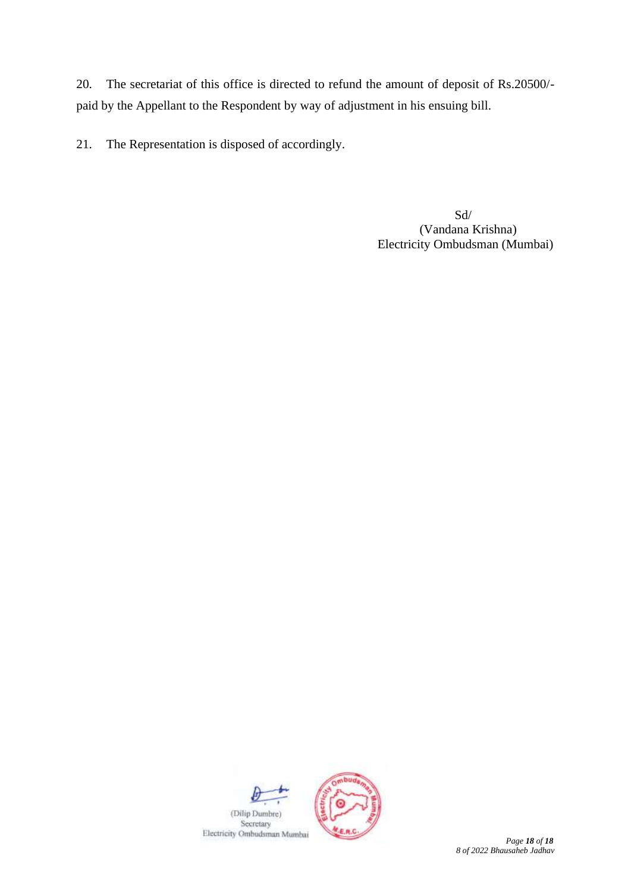20. The secretariat of this office is directed to refund the amount of deposit of Rs.20500/- paid by the Appellant to the Respondent by way of adjustment in his ensuing bill.

21. The Representation is disposed of accordingly.

Sd/
(Vandana Krishna)
Electricity Ombudsman (Mumbai)

(Dilip Dumbre)
Secretary
Electricity Ombudsman Mumbai